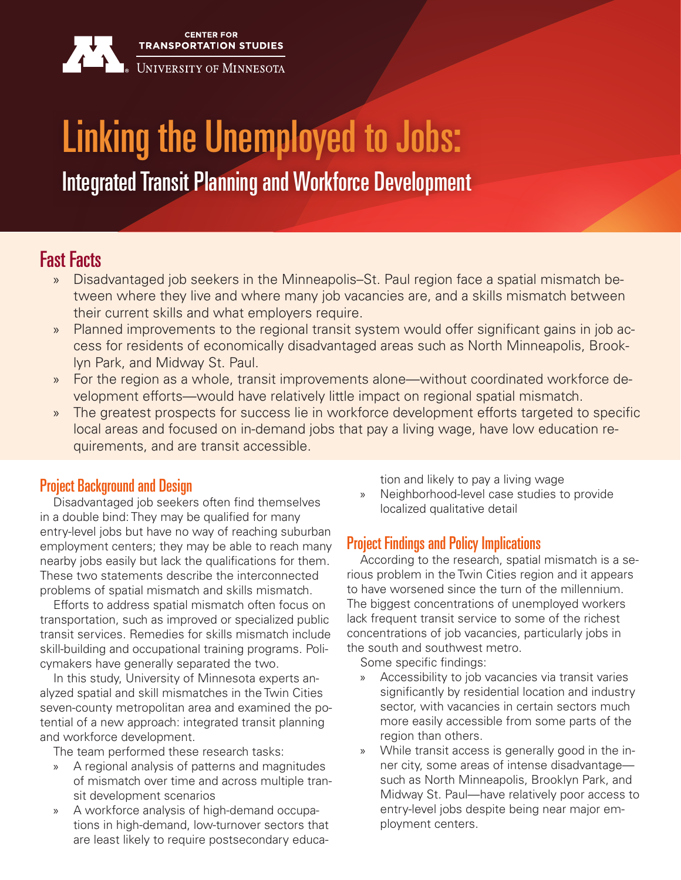CENTER FOR TRANSPORTATION STUDIES

UNIVERSITY OF MINNESOTA

# Linking the Unemployed to Jobs:

## Integrated Transit Planning and Workforce Development

## Fast Facts

- Disadvantaged job seekers in the Minneapolis–St. Paul region face a spatial mismatch between where they live and where many job vacancies are, and a skills mismatch between their current skills and what employers require.
- Planned improvements to the regional transit system would offer significant gains in job access for residents of economically disadvantaged areas such as North Minneapolis, Brooklyn Park, and Midway St. Paul.
- For the region as a whole, transit improvements alone—without coordinated workforce development efforts—would have relatively little impact on regional spatial mismatch.
- The greatest prospects for success lie in workforce development efforts targeted to specific local areas and focused on in-demand jobs that pay a living wage, have low education requirements, and are transit accessible.

### Project Background and Design

Disadvantaged job seekers often find themselves in a double bind: They may be qualified for many entry-level jobs but have no way of reaching suburban employment centers; they may be able to reach many nearby jobs easily but lack the qualifications for them. These two statements describe the interconnected problems of spatial mismatch and skills mismatch.

Efforts to address spatial mismatch often focus on transportation, such as improved or specialized public transit services. Remedies for skills mismatch include skill-building and occupational training programs. Policymakers have generally separated the two.

In this study, University of Minnesota experts analyzed spatial and skill mismatches in the Twin Cities seven-county metropolitan area and examined the potential of a new approach: integrated transit planning and workforce development.

The team performed these research tasks:

- A regional analysis of patterns and magnitudes of mismatch over time and across multiple transit development scenarios
- A workforce analysis of high-demand occupations in high-demand, low-turnover sectors that are least likely to require postsecondary education and likely to pay a living wage
- Neighborhood-level case studies to provide localized qualitative detail

### Project Findings and Policy Implications

According to the research, spatial mismatch is a serious problem in the Twin Cities region and it appears to have worsened since the turn of the millennium. The biggest concentrations of unemployed workers lack frequent transit service to some of the richest concentrations of job vacancies, particularly jobs in the south and southwest metro.

Some specific findings:

- Accessibility to job vacancies via transit varies significantly by residential location and industry sector, with vacancies in certain sectors much more easily accessible from some parts of the region than others.
- While transit access is generally good in the inner city, some areas of intense disadvantage—such as North Minneapolis, Brooklyn Park, and Midway St. Paul—have relatively poor access to entry-level jobs despite being near major employment centers.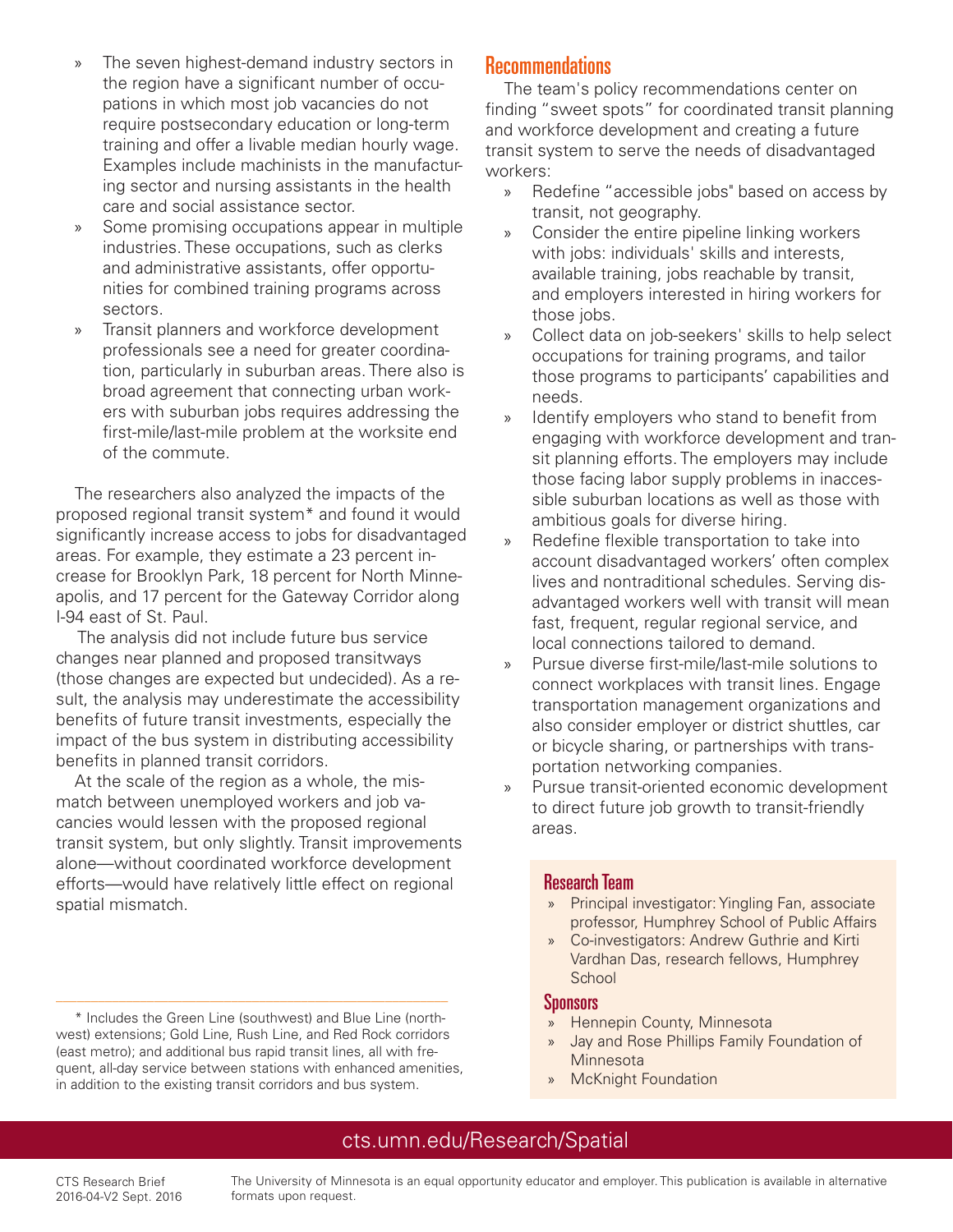- The seven highest-demand industry sectors in the region have a significant number of occupations in which most job vacancies do not require postsecondary education or long-term training and offer a livable median hourly wage. Examples include machinists in the manufacturing sector and nursing assistants in the health care and social assistance sector.
- Some promising occupations appear in multiple industries. These occupations, such as clerks and administrative assistants, offer opportunities for combined training programs across sectors.
- Transit planners and workforce development professionals see a need for greater coordination, particularly in suburban areas. There also is broad agreement that connecting urban workers with suburban jobs requires addressing the first-mile/last-mile problem at the worksite end of the commute.

The researchers also analyzed the impacts of the proposed regional transit system* and found it would significantly increase access to jobs for disadvantaged areas. For example, they estimate a 23 percent increase for Brooklyn Park, 18 percent for North Minneapolis, and 17 percent for the Gateway Corridor along I-94 east of St. Paul.

The analysis did not include future bus service changes near planned and proposed transitways (those changes are expected but undecided). As a result, the analysis may underestimate the accessibility benefits of future transit investments, especially the impact of the bus system in distributing accessibility benefits in planned transit corridors.

At the scale of the region as a whole, the mismatch between unemployed workers and job vacancies would lessen with the proposed regional transit system, but only slightly. Transit improvements alone—without coordinated workforce development efforts—would have relatively little effect on regional spatial mismatch.

* Includes the Green Line (southwest) and Blue Line (northwest) extensions; Gold Line, Rush Line, and Red Rock corridors (east metro); and additional bus rapid transit lines, all with frequent, all-day service between stations with enhanced amenities, in addition to the existing transit corridors and bus system.

## Recommendations

The team's policy recommendations center on finding "sweet spots" for coordinated transit planning and workforce development and creating a future transit system to serve the needs of disadvantaged workers:

- Redefine "accessible jobs" based on access by transit, not geography.
- Consider the entire pipeline linking workers with jobs: individuals' skills and interests, available training, jobs reachable by transit, and employers interested in hiring workers for those jobs.
- Collect data on job-seekers' skills to help select occupations for training programs, and tailor those programs to participants' capabilities and needs.
- Identify employers who stand to benefit from engaging with workforce development and transit planning efforts. The employers may include those facing labor supply problems in inaccessible suburban locations as well as those with ambitious goals for diverse hiring.
- Redefine flexible transportation to take into account disadvantaged workers' often complex lives and nontraditional schedules. Serving disadvantaged workers well with transit will mean fast, frequent, regular regional service, and local connections tailored to demand.
- Pursue diverse first-mile/last-mile solutions to connect workplaces with transit lines. Engage transportation management organizations and also consider employer or district shuttles, car or bicycle sharing, or partnerships with transportation networking companies.
- Pursue transit-oriented economic development to direct future job growth to transit-friendly areas.

### Research Team

- Principal investigator: Yingling Fan, associate professor, Humphrey School of Public Affairs
- Co-investigators: Andrew Guthrie and Kirti Vardhan Das, research fellows, Humphrey School

### Sponsors

- Hennepin County, Minnesota
- Jay and Rose Phillips Family Foundation of Minnesota
- McKnight Foundation

cts.umn.edu/Research/Spatial

CTS Research Brief
2016-04-V2 Sept. 2016

The University of Minnesota is an equal opportunity educator and employer. This publication is available in alternative formats upon request.